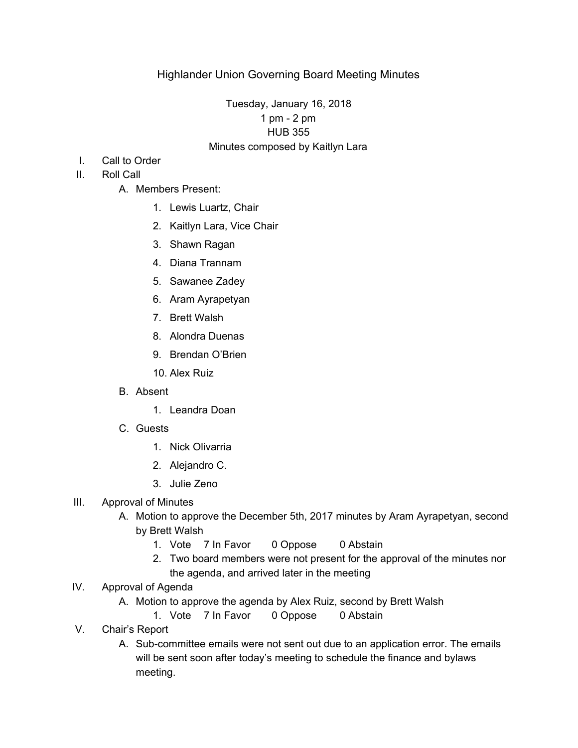# Highlander Union Governing Board Meeting Minutes

Tuesday, January 16, 2018
1 pm - 2 pm
HUB 355
Minutes composed by Kaitlyn Lara

I. Call to Order

II. Roll Call

  A. Members Present:
    1. Lewis Luartz, Chair
    2. Kaitlyn Lara, Vice Chair
    3. Shawn Ragan
    4. Diana Trannam
    5. Sawanee Zadey
    6. Aram Ayrapetyan
    7. Brett Walsh
    8. Alondra Duenas
    9. Brendan O'Brien
    10. Alex Ruiz

  B. Absent
    1. Leandra Doan

  C. Guests
    1. Nick Olivarria
    2. Alejandro C.
    3. Julie Zeno

III. Approval of Minutes

  A. Motion to approve the December 5th, 2017 minutes by Aram Ayrapetyan, second by Brett Walsh
    1. Vote 7 In Favor 0 Oppose 0 Abstain
    2. Two board members were not present for the approval of the minutes nor the agenda, and arrived later in the meeting

IV. Approval of Agenda

  A. Motion to approve the agenda by Alex Ruiz, second by Brett Walsh
    1. Vote 7 In Favor 0 Oppose 0 Abstain

V. Chair's Report

  A. Sub-committee emails were not sent out due to an application error. The emails will be sent soon after today's meeting to schedule the finance and bylaws meeting.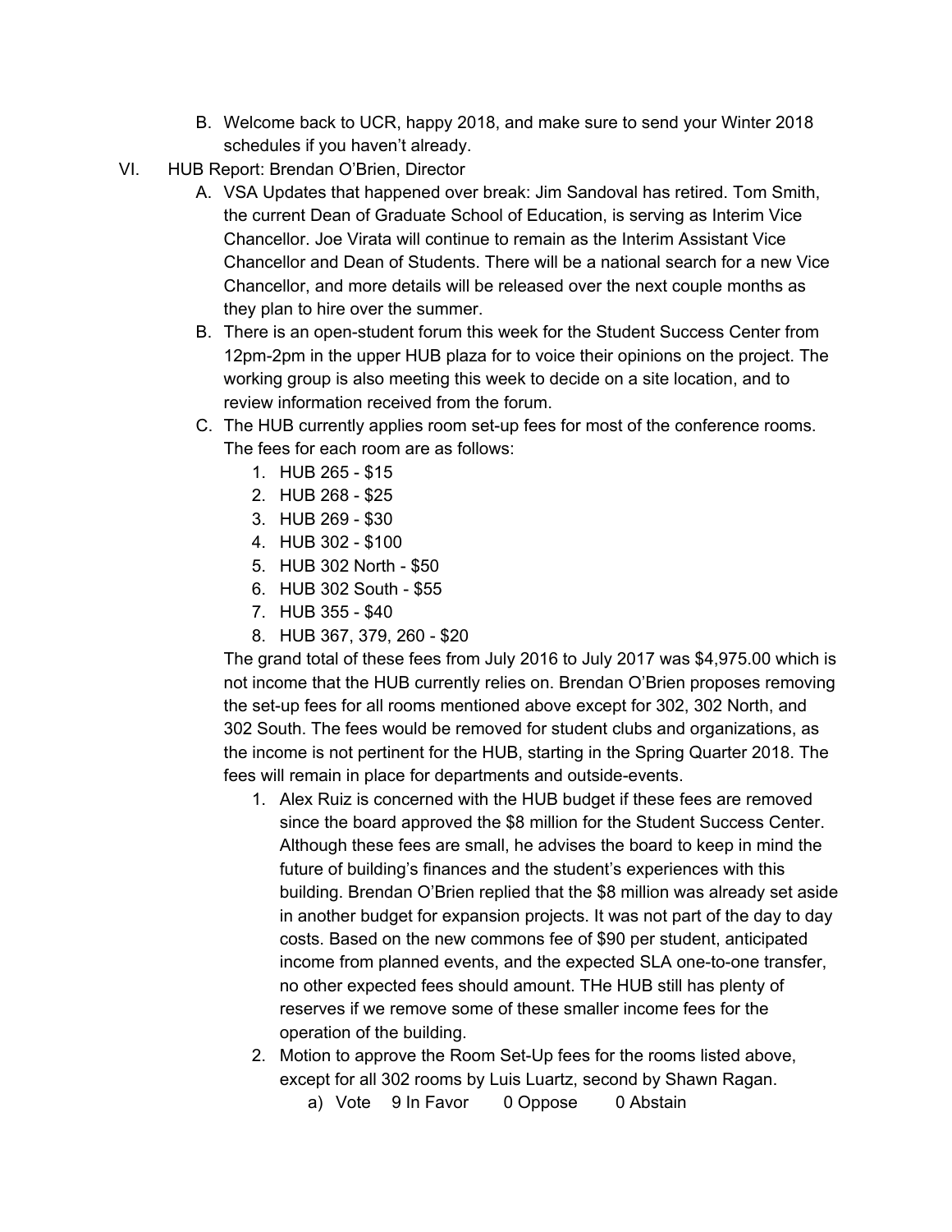B. Welcome back to UCR, happy 2018, and make sure to send your Winter 2018 schedules if you haven't already.

VI. HUB Report: Brendan O'Brien, Director

A. VSA Updates that happened over break: Jim Sandoval has retired. Tom Smith, the current Dean of Graduate School of Education, is serving as Interim Vice Chancellor. Joe Virata will continue to remain as the Interim Assistant Vice Chancellor and Dean of Students. There will be a national search for a new Vice Chancellor, and more details will be released over the next couple months as they plan to hire over the summer.

B. There is an open-student forum this week for the Student Success Center from 12pm-2pm in the upper HUB plaza for to voice their opinions on the project. The working group is also meeting this week to decide on a site location, and to review information received from the forum.

C. The HUB currently applies room set-up fees for most of the conference rooms. The fees for each room are as follows:

1. HUB 265 - $15
2. HUB 268 - $25
3. HUB 269 - $30
4. HUB 302 - $100
5. HUB 302 North - $50
6. HUB 302 South - $55
7. HUB 355 - $40
8. HUB 367, 379, 260 - $20

The grand total of these fees from July 2016 to July 2017 was $4,975.00 which is not income that the HUB currently relies on. Brendan O'Brien proposes removing the set-up fees for all rooms mentioned above except for 302, 302 North, and 302 South. The fees would be removed for student clubs and organizations, as the income is not pertinent for the HUB, starting in the Spring Quarter 2018. The fees will remain in place for departments and outside-events.

1. Alex Ruiz is concerned with the HUB budget if these fees are removed since the board approved the $8 million for the Student Success Center. Although these fees are small, he advises the board to keep in mind the future of building's finances and the student's experiences with this building. Brendan O'Brien replied that the $8 million was already set aside in another budget for expansion projects. It was not part of the day to day costs. Based on the new commons fee of $90 per student, anticipated income from planned events, and the expected SLA one-to-one transfer, no other expected fees should amount. THe HUB still has plenty of reserves if we remove some of these smaller income fees for the operation of the building.

2. Motion to approve the Room Set-Up fees for the rooms listed above, except for all 302 rooms by Luis Luartz, second by Shawn Ragan.

   a) Vote 9 In Favor 0 Oppose 0 Abstain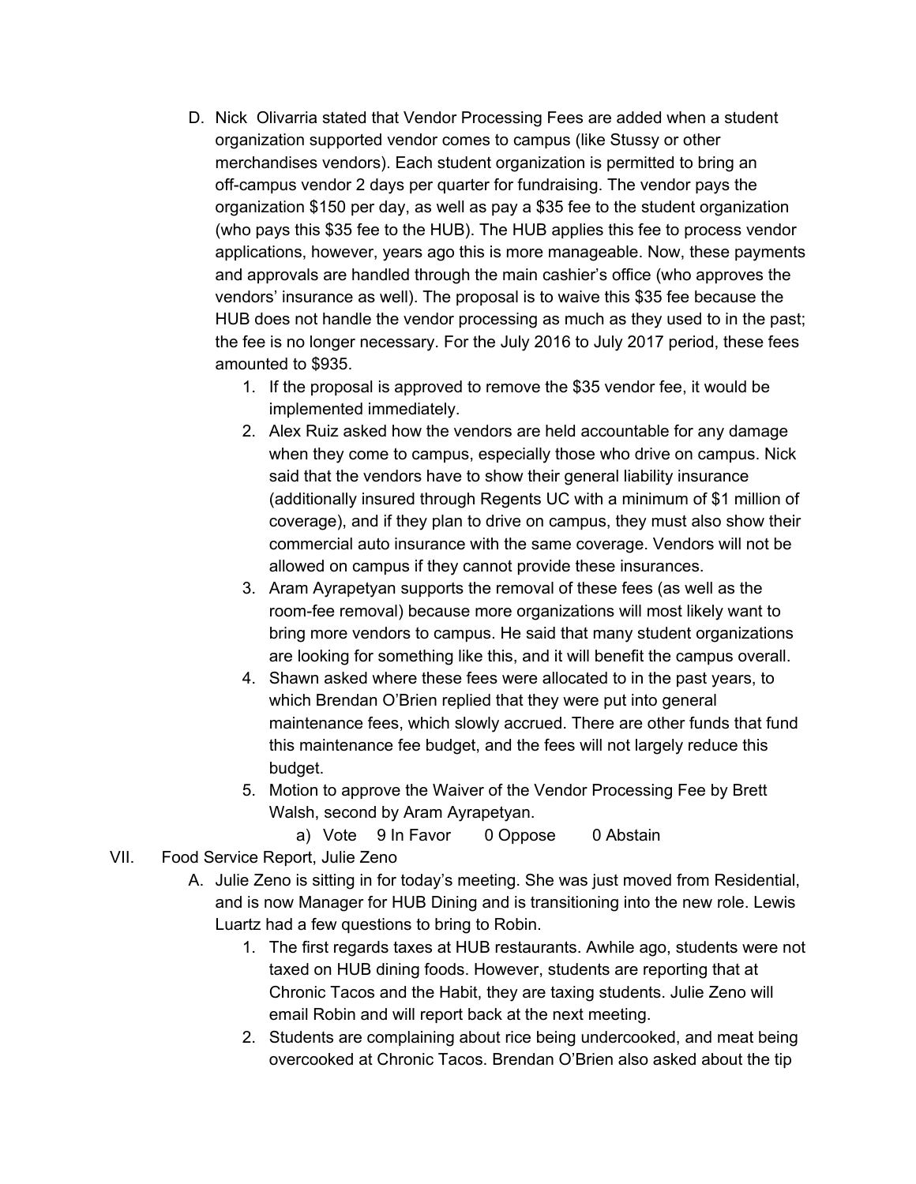D. Nick  Olivarria stated that Vendor Processing Fees are added when a student organization supported vendor comes to campus (like Stussy or other merchandises vendors). Each student organization is permitted to bring an off-campus vendor 2 days per quarter for fundraising. The vendor pays the organization $150 per day, as well as pay a $35 fee to the student organization (who pays this $35 fee to the HUB). The HUB applies this fee to process vendor applications, however, years ago this is more manageable. Now, these payments and approvals are handled through the main cashier's office (who approves the vendors' insurance as well). The proposal is to waive this $35 fee because the HUB does not handle the vendor processing as much as they used to in the past; the fee is no longer necessary. For the July 2016 to July 2017 period, these fees amounted to $935.

   1. If the proposal is approved to remove the $35 vendor fee, it would be implemented immediately.
   2. Alex Ruiz asked how the vendors are held accountable for any damage when they come to campus, especially those who drive on campus. Nick said that the vendors have to show their general liability insurance (additionally insured through Regents UC with a minimum of $1 million of coverage), and if they plan to drive on campus, they must also show their commercial auto insurance with the same coverage. Vendors will not be allowed on campus if they cannot provide these insurances.
   3. Aram Ayrapetyan supports the removal of these fees (as well as the room-fee removal) because more organizations will most likely want to bring more vendors to campus. He said that many student organizations are looking for something like this, and it will benefit the campus overall.
   4. Shawn asked where these fees were allocated to in the past years, to which Brendan O'Brien replied that they were put into general maintenance fees, which slowly accrued. There are other funds that fund this maintenance fee budget, and the fees will not largely reduce this budget.
   5. Motion to approve the Waiver of the Vendor Processing Fee by Brett Walsh, second by Aram Ayrapetyan.
      a) Vote    9 In Favor    0 Oppose    0 Abstain

VII. Food Service Report, Julie Zeno

A. Julie Zeno is sitting in for today's meeting. She was just moved from Residential, and is now Manager for HUB Dining and is transitioning into the new role. Lewis Luartz had a few questions to bring to Robin.

   1. The first regards taxes at HUB restaurants. Awhile ago, students were not taxed on HUB dining foods. However, students are reporting that at Chronic Tacos and the Habit, they are taxing students. Julie Zeno will email Robin and will report back at the next meeting.
   2. Students are complaining about rice being undercooked, and meat being overcooked at Chronic Tacos. Brendan O'Brien also asked about the tip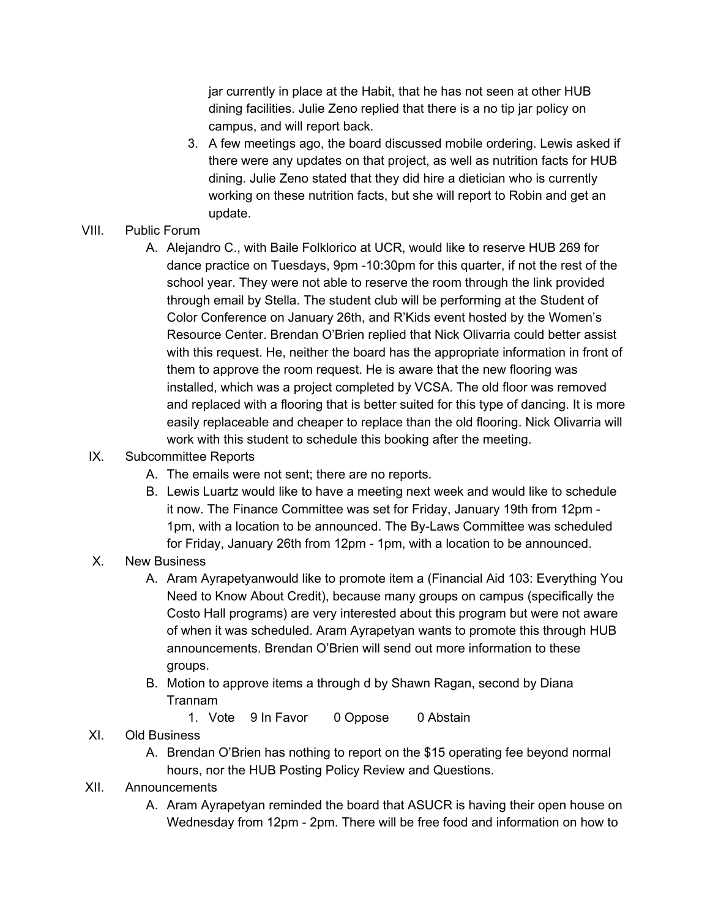jar currently in place at the Habit, that he has not seen at other HUB dining facilities. Julie Zeno replied that there is a no tip jar policy on campus, and will report back.

3. A few meetings ago, the board discussed mobile ordering. Lewis asked if there were any updates on that project, as well as nutrition facts for HUB dining. Julie Zeno stated that they did hire a dietician who is currently working on these nutrition facts, but she will report to Robin and get an update.

VIII. Public Forum
   A. Alejandro C., with Baile Folklorico at UCR, would like to reserve HUB 269 for dance practice on Tuesdays, 9pm -10:30pm for this quarter, if not the rest of the school year. They were not able to reserve the room through the link provided through email by Stella. The student club will be performing at the Student of Color Conference on January 26th, and R'Kids event hosted by the Women's Resource Center. Brendan O'Brien replied that Nick Olivarria could better assist with this request. He, neither the board has the appropriate information in front of them to approve the room request. He is aware that the new flooring was installed, which was a project completed by VCSA. The old floor was removed and replaced with a flooring that is better suited for this type of dancing. It is more easily replaceable and cheaper to replace than the old flooring. Nick Olivarria will work with this student to schedule this booking after the meeting.

IX. Subcommittee Reports
   A. The emails were not sent; there are no reports.
   B. Lewis Luartz would like to have a meeting next week and would like to schedule it now. The Finance Committee was set for Friday, January 19th from 12pm - 1pm, with a location to be announced. The By-Laws Committee was scheduled for Friday, January 26th from 12pm - 1pm, with a location to be announced.

X. New Business
   A. Aram Ayrapetyanwould like to promote item a (Financial Aid 103: Everything You Need to Know About Credit), because many groups on campus (specifically the Costo Hall programs) are very interested about this program but were not aware of when it was scheduled. Aram Ayrapetyan wants to promote this through HUB announcements. Brendan O'Brien will send out more information to these groups.
   B. Motion to approve items a through d by Shawn Ragan, second by Diana Trannam
      1. Vote 9 In Favor 0 Oppose 0 Abstain

XI. Old Business
   A. Brendan O'Brien has nothing to report on the $15 operating fee beyond normal hours, nor the HUB Posting Policy Review and Questions.

XII. Announcements
   A. Aram Ayrapetyan reminded the board that ASUCR is having their open house on Wednesday from 12pm - 2pm. There will be free food and information on how to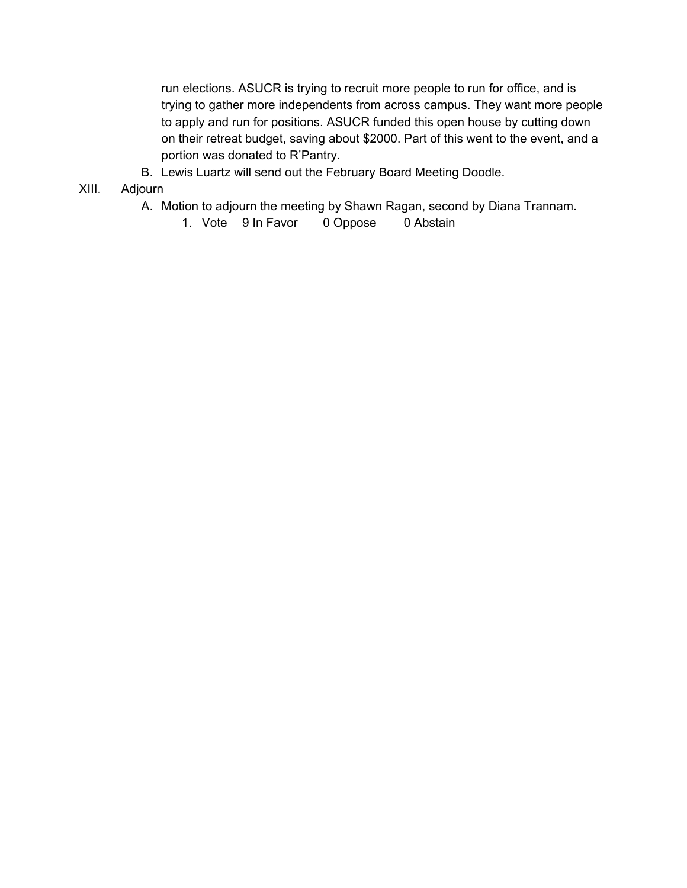run elections. ASUCR is trying to recruit more people to run for office, and is trying to gather more independents from across campus. They want more people to apply and run for positions. ASUCR funded this open house by cutting down on their retreat budget, saving about $2000. Part of this went to the event, and a portion was donated to R'Pantry.

B. Lewis Luartz will send out the February Board Meeting Doodle.

XIII. Adjourn

   A. Motion to adjourn the meeting by Shawn Ragan, second by Diana Trannam.

      1. Vote 9 In Favor 0 Oppose 0 Abstain